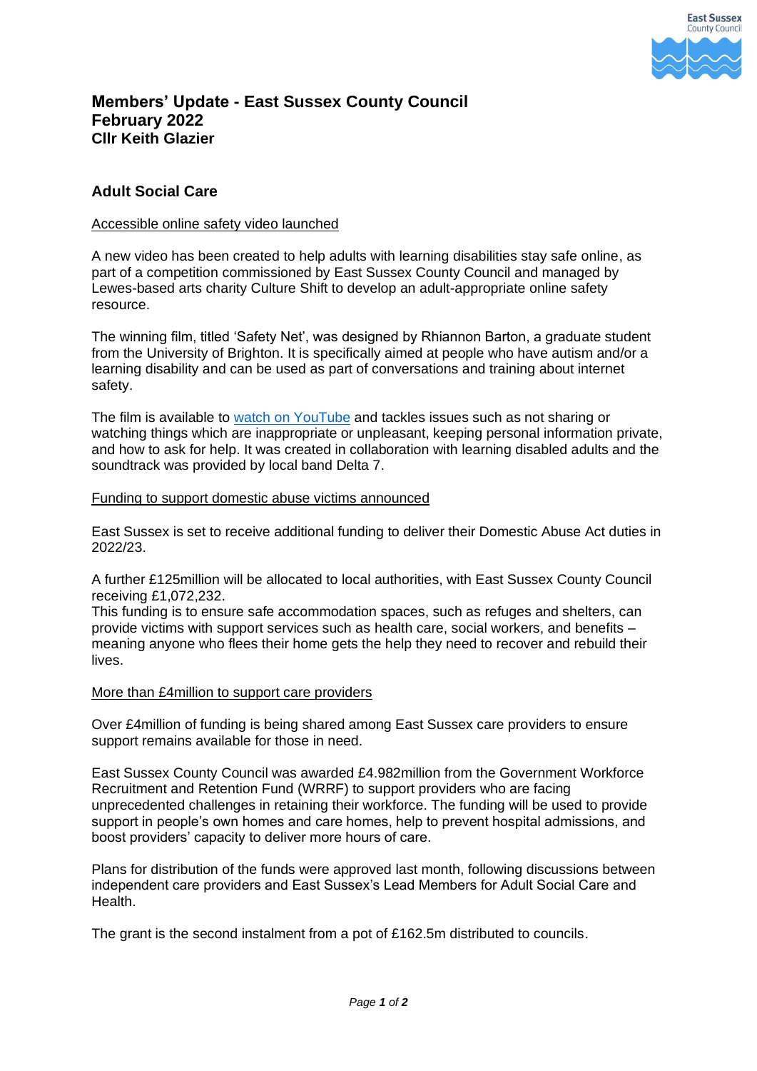# Members' Update - East Sussex County Council
# February 2022
# Cllr Keith Glazier

## Adult Social Care

Accessible online safety video launched

A new video has been created to help adults with learning disabilities stay safe online, as part of a competition commissioned by East Sussex County Council and managed by Lewes-based arts charity Culture Shift to develop an adult-appropriate online safety resource.

The winning film, titled 'Safety Net', was designed by Rhiannon Barton, a graduate student from the University of Brighton. It is specifically aimed at people who have autism and/or a learning disability and can be used as part of conversations and training about internet safety.

The film is available to watch on YouTube and tackles issues such as not sharing or watching things which are inappropriate or unpleasant, keeping personal information private, and how to ask for help. It was created in collaboration with learning disabled adults and the soundtrack was provided by local band Delta 7.

Funding to support domestic abuse victims announced

East Sussex is set to receive additional funding to deliver their Domestic Abuse Act duties in 2022/23.

A further £125million will be allocated to local authorities, with East Sussex County Council receiving £1,072,232.
This funding is to ensure safe accommodation spaces, such as refuges and shelters, can provide victims with support services such as health care, social workers, and benefits – meaning anyone who flees their home gets the help they need to recover and rebuild their lives.

More than £4million to support care providers

Over £4million of funding is being shared among East Sussex care providers to ensure support remains available for those in need.

East Sussex County Council was awarded £4.982million from the Government Workforce Recruitment and Retention Fund (WRRF) to support providers who are facing unprecedented challenges in retaining their workforce. The funding will be used to provide support in people's own homes and care homes, help to prevent hospital admissions, and boost providers' capacity to deliver more hours of care.

Plans for distribution of the funds were approved last month, following discussions between independent care providers and East Sussex's Lead Members for Adult Social Care and Health.

The grant is the second instalment from a pot of £162.5m distributed to councils.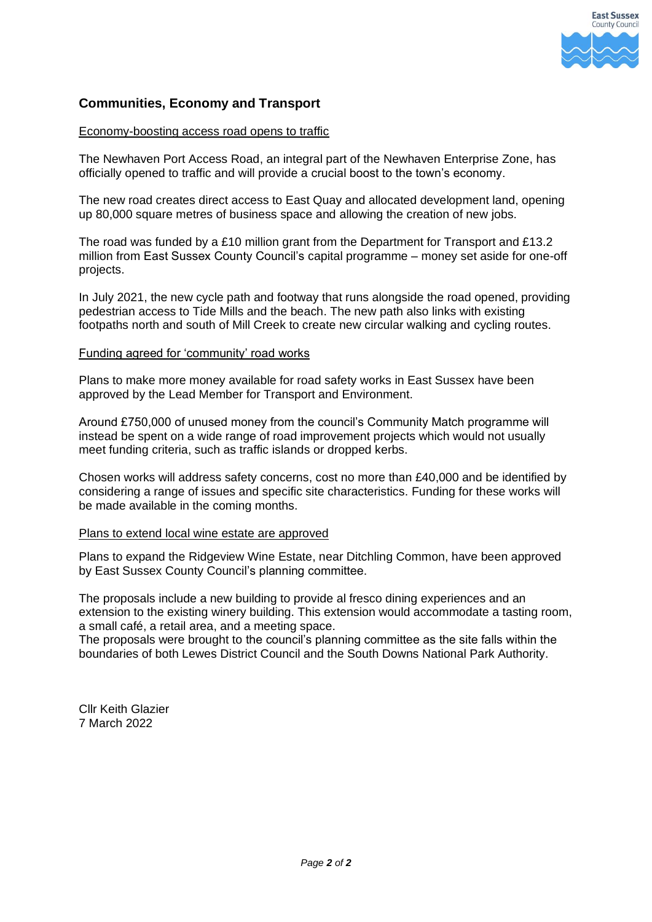## Communities, Economy and Transport

Economy-boosting access road opens to traffic

The Newhaven Port Access Road, an integral part of the Newhaven Enterprise Zone, has officially opened to traffic and will provide a crucial boost to the town's economy.

The new road creates direct access to East Quay and allocated development land, opening up 80,000 square metres of business space and allowing the creation of new jobs.

The road was funded by a £10 million grant from the Department for Transport and £13.2 million from East Sussex County Council's capital programme – money set aside for one-off projects.

In July 2021, the new cycle path and footway that runs alongside the road opened, providing pedestrian access to Tide Mills and the beach. The new path also links with existing footpaths north and south of Mill Creek to create new circular walking and cycling routes.

Funding agreed for 'community' road works

Plans to make more money available for road safety works in East Sussex have been approved by the Lead Member for Transport and Environment.

Around £750,000 of unused money from the council's Community Match programme will instead be spent on a wide range of road improvement projects which would not usually meet funding criteria, such as traffic islands or dropped kerbs.

Chosen works will address safety concerns, cost no more than £40,000 and be identified by considering a range of issues and specific site characteristics. Funding for these works will be made available in the coming months.

Plans to extend local wine estate are approved

Plans to expand the Ridgeview Wine Estate, near Ditchling Common, have been approved by East Sussex County Council's planning committee.

The proposals include a new building to provide al fresco dining experiences and an extension to the existing winery building. This extension would accommodate a tasting room, a small café, a retail area, and a meeting space.
The proposals were brought to the council's planning committee as the site falls within the boundaries of both Lewes District Council and the South Downs National Park Authority.

Cllr Keith Glazier
7 March 2022